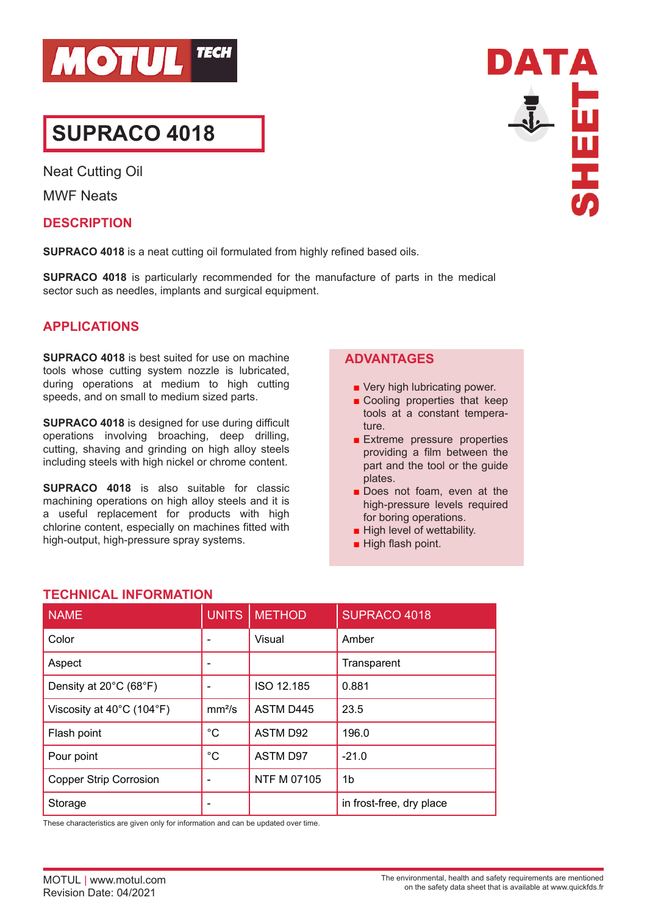# SUPRACO 4018

Neat Cutting Oil

MWF Neats

## DESCRIPTION

**SUPRACO 4018** is a neat cutting oil formulated from highly refined based oils.

**SUPRACO 4018** is particularly recommended for the manufacture of parts in the medical sector such as needles, implants and surgical equipment.

## APPLICATIONS

**SUPRACO 4018** is best suited for use on machine tools whose cutting system nozzle is lubricated, during operations at medium to high cutting speeds, and on small to medium sized parts.

**SUPRACO 4018** is designed for use during difficult operations involving broaching, deep drilling, cutting, shaving and grinding on high alloy steels including steels with high nickel or chrome content.

**SUPRACO 4018** is also suitable for classic machining operations on high alloy steels and it is a useful replacement for products with high chlorine content, especially on machines fitted with high-output, high-pressure spray systems.

## ADVANTAGES

- Very high lubricating power.
- Cooling properties that keep tools at a constant temperature.
- Extreme pressure properties providing a film between the part and the tool or the guide plates.
- Does not foam, even at the high-pressure levels required for boring operations.
- High level of wettability.
- High flash point.

## TECHNICAL INFORMATION

| NAME | UNITS | METHOD | SUPRACO 4018 |
|---|---|---|---|
| Color | - | Visual | Amber |
| Aspect | - | | Transparent |
| Density at 20°C (68°F) | - | ISO 12.185 | 0.881 |
| Viscosity at 40°C (104°F) | mm²/s | ASTM D445 | 23.5 |
| Flash point | °C | ASTM D92 | 196.0 |
| Pour point | °C | ASTM D97 | -21.0 |
| Copper Strip Corrosion | - | NTF M 07105 | 1b |
| Storage | - | | in frost-free, dry place |

These characteristics are given only for information and can be updated over time.

MOTUL | www.motul.com
Revision Date: 04/2021

The environmental, health and safety requirements are mentioned on the safety data sheet that is available at www.quickfds.fr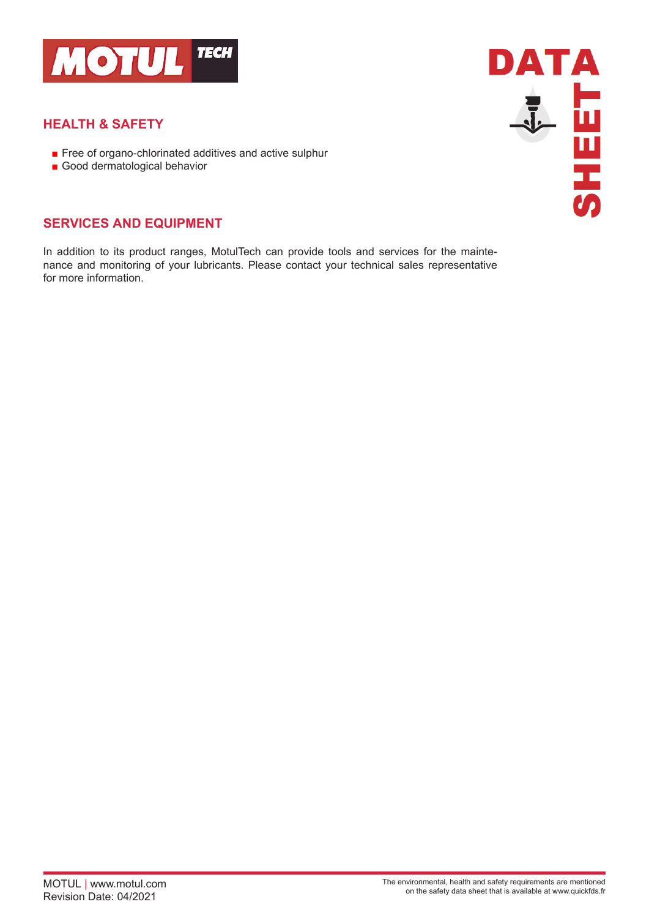## HEALTH & SAFETY

- Free of organo-chlorinated additives and active sulphur
- Good dermatological behavior

## SERVICES AND EQUIPMENT

In addition to its product ranges, MotulTech can provide tools and services for the maintenance and monitoring of your lubricants. Please contact your technical sales representative for more information.

MOTUL | www.motul.com
Revision Date: 04/2021

The environmental, health and safety requirements are mentioned on the safety data sheet that is available at www.quickfds.fr